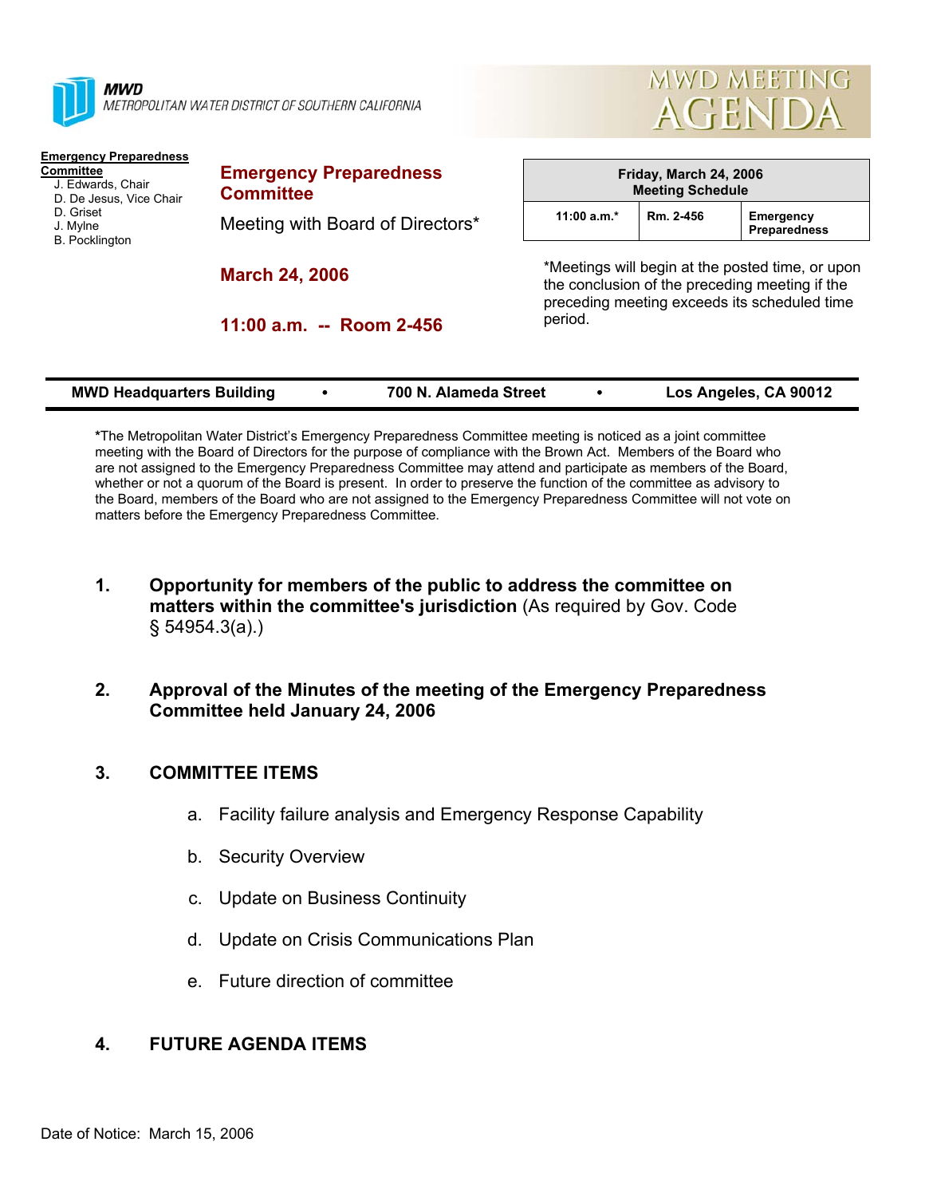**MWD**
*METROPOLITAN WATER DISTRICT OF SOUTHERN CALIFORNIA*

# MWD MEETING AGENDA

**Emergency Preparedness Committee**
- J. Edwards, Chair
- D. De Jesus, Vice Chair
- D. Griset
- J. Mylne
- B. Pocklington

## Emergency Preparedness Committee

Meeting with Board of Directors*

**March 24, 2006**

**11:00 a.m. -- Room 2-456**

| Friday, March 24, 2006 Meeting Schedule | | |
|---|---|---|
| 11:00 a.m.* | Rm. 2-456 | Emergency Preparedness |

*Meetings will begin at the posted time, or upon the conclusion of the preceding meeting if the preceding meeting exceeds its scheduled time period.

**MWD Headquarters Building • 700 N. Alameda Street • Los Angeles, CA 90012**

***The Metropolitan Water District's Emergency Preparedness Committee meeting is noticed as a joint committee meeting with the Board of Directors for the purpose of compliance with the Brown Act. Members of the Board who are not assigned to the Emergency Preparedness Committee may attend and participate as members of the Board, whether or not a quorum of the Board is present. In order to preserve the function of the committee as advisory to the Board, members of the Board who are not assigned to the Emergency Preparedness Committee will not vote on matters before the Emergency Preparedness Committee.

1. **Opportunity for members of the public to address the committee on matters within the committee's jurisdiction** (As required by Gov. Code § 54954.3(a).)

2. **Approval of the Minutes of the meeting of the Emergency Preparedness Committee held January 24, 2006**

3. **COMMITTEE ITEMS**

   a. Facility failure analysis and Emergency Response Capability

   b. Security Overview

   c. Update on Business Continuity

   d. Update on Crisis Communications Plan

   e. Future direction of committee

4. **FUTURE AGENDA ITEMS**

Date of Notice: March 15, 2006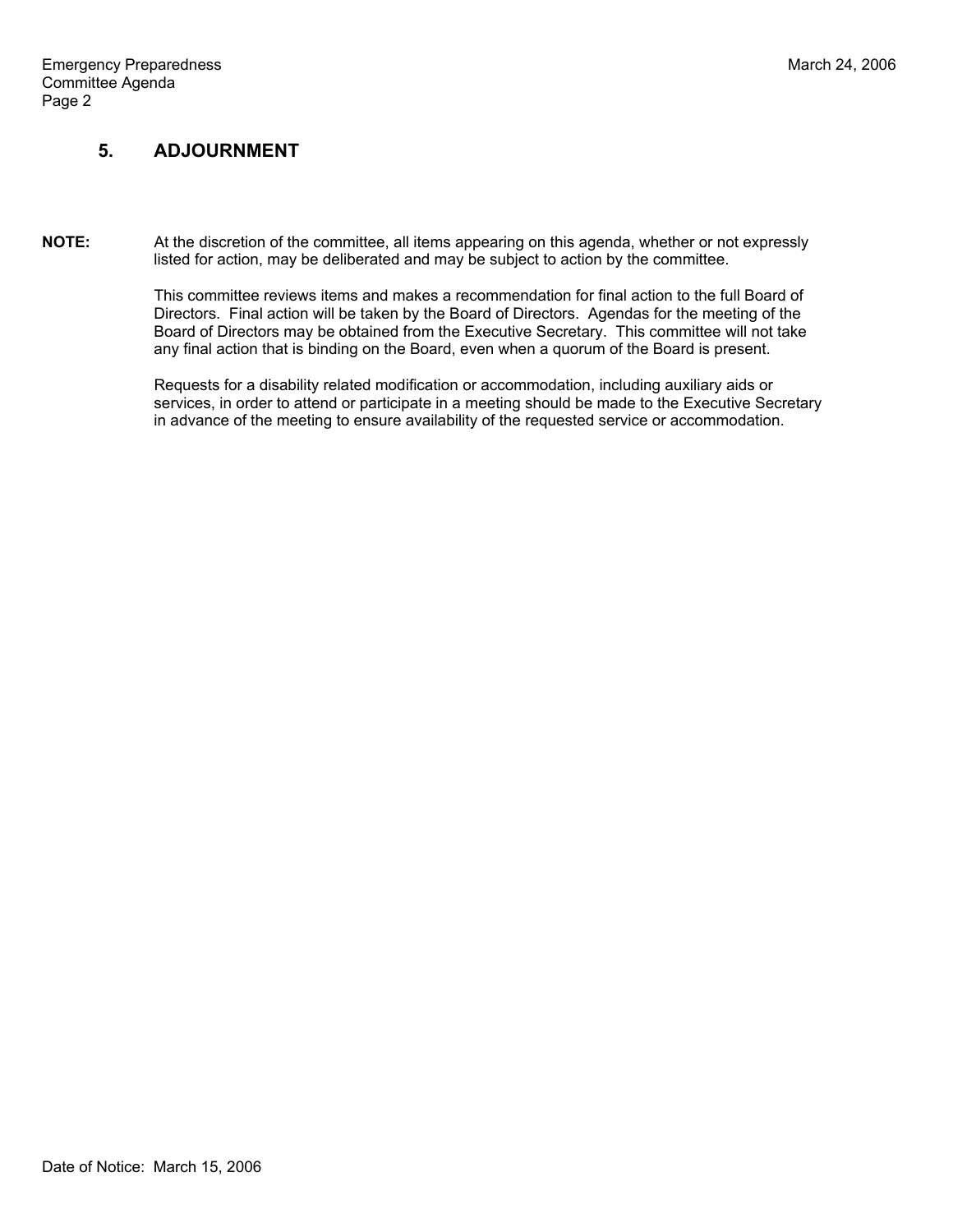## 5. ADJOURNMENT

**NOTE:** At the discretion of the committee, all items appearing on this agenda, whether or not expressly listed for action, may be deliberated and may be subject to action by the committee.

This committee reviews items and makes a recommendation for final action to the full Board of Directors. Final action will be taken by the Board of Directors. Agendas for the meeting of the Board of Directors may be obtained from the Executive Secretary. This committee will not take any final action that is binding on the Board, even when a quorum of the Board is present.

Requests for a disability related modification or accommodation, including auxiliary aids or services, in order to attend or participate in a meeting should be made to the Executive Secretary in advance of the meeting to ensure availability of the requested service or accommodation.

Date of Notice: March 15, 2006